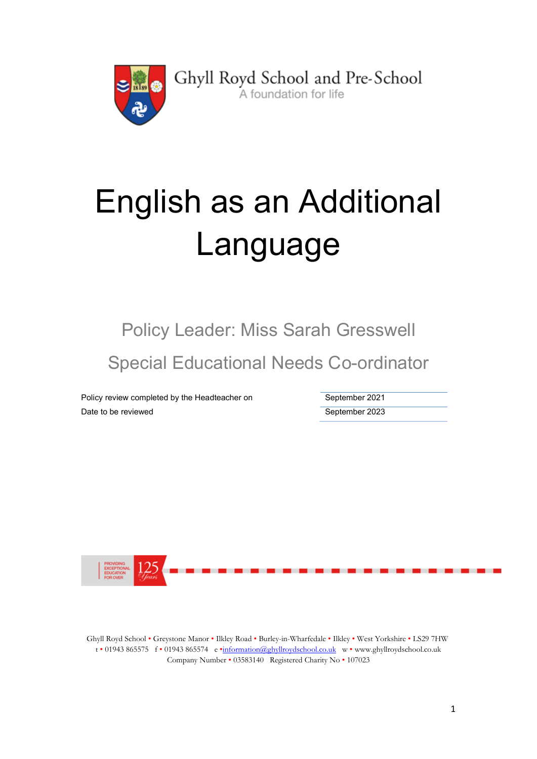Ghyll Royd School and Pre-School

A foundation for life

# English as an Additional Language

## Policy Leader: Miss Sarah Gresswell

## Special Educational Needs Co-ordinator

| | |
|---|---|
| Policy review completed by the Headteacher on | September 2021 |
| Date to be reviewed | September 2023 |

PROVIDING EXCEPTIONAL EDUCATION FOR OVER 125 Years

Ghyll Royd School • Greystone Manor • Ilkley Road • Burley-in-Wharfedale • Ilkley • West Yorkshire • LS29 7HW
t • 01943 865575 f • 01943 865574 e • information@ghyllroydschool.co.uk w • www.ghyllroydschool.co.uk
Company Number • 03583140 Registered Charity No • 107023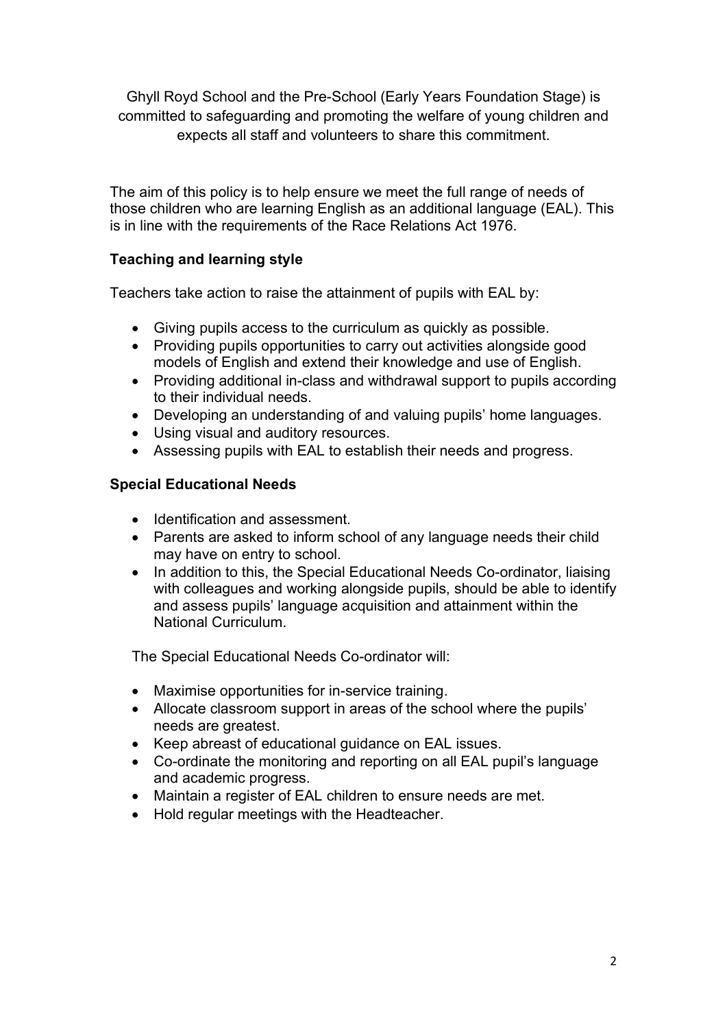Ghyll Royd School and the Pre-School (Early Years Foundation Stage) is committed to safeguarding and promoting the welfare of young children and expects all staff and volunteers to share this commitment.

The aim of this policy is to help ensure we meet the full range of needs of those children who are learning English as an additional language (EAL). This is in line with the requirements of the Race Relations Act 1976.

**Teaching and learning style**

Teachers take action to raise the attainment of pupils with EAL by:

- Giving pupils access to the curriculum as quickly as possible.
- Providing pupils opportunities to carry out activities alongside good models of English and extend their knowledge and use of English.
- Providing additional in-class and withdrawal support to pupils according to their individual needs.
- Developing an understanding of and valuing pupils' home languages.
- Using visual and auditory resources.
- Assessing pupils with EAL to establish their needs and progress.

**Special Educational Needs**

- Identification and assessment.
- Parents are asked to inform school of any language needs their child may have on entry to school.
- In addition to this, the Special Educational Needs Co-ordinator, liaising with colleagues and working alongside pupils, should be able to identify and assess pupils' language acquisition and attainment within the National Curriculum.

The Special Educational Needs Co-ordinator will:

- Maximise opportunities for in-service training.
- Allocate classroom support in areas of the school where the pupils' needs are greatest.
- Keep abreast of educational guidance on EAL issues.
- Co-ordinate the monitoring and reporting on all EAL pupil's language and academic progress.
- Maintain a register of EAL children to ensure needs are met.
- Hold regular meetings with the Headteacher.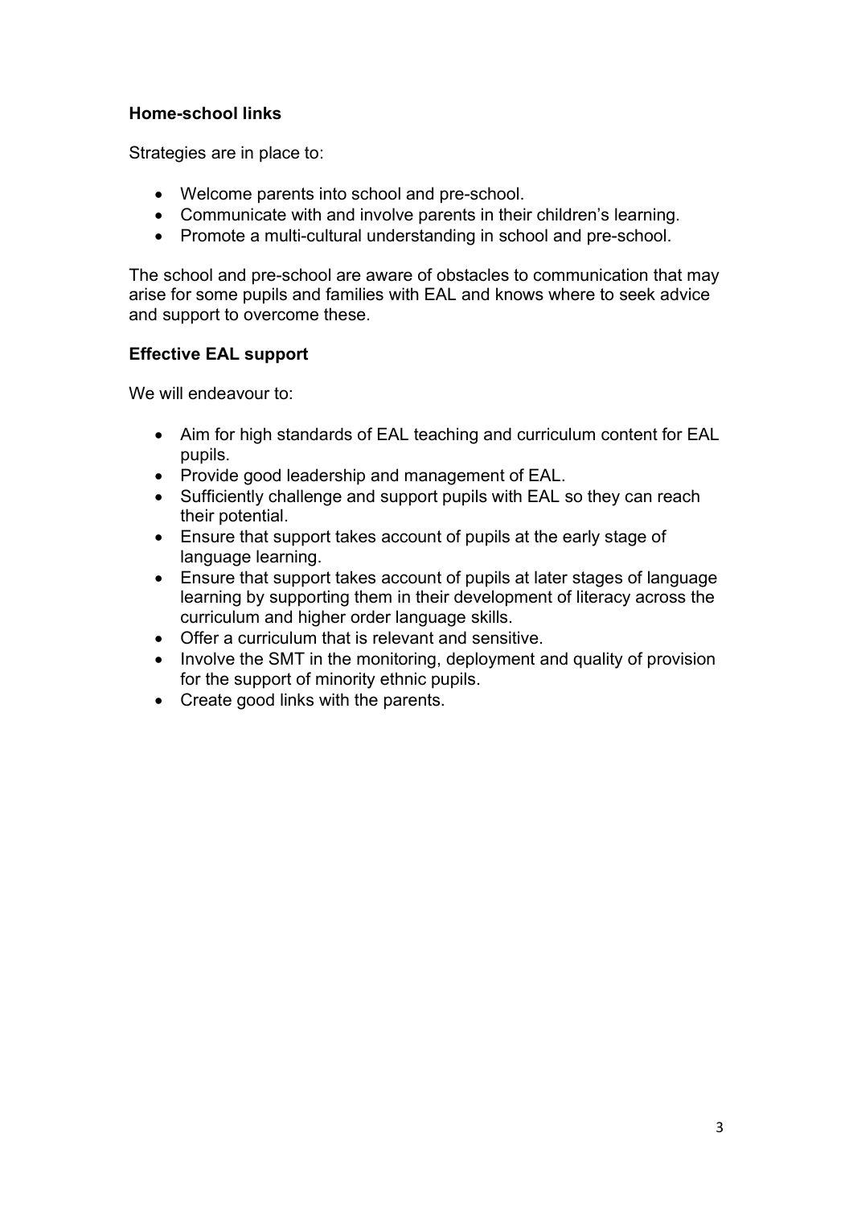**Home-school links**

Strategies are in place to:

- Welcome parents into school and pre-school.
- Communicate with and involve parents in their children's learning.
- Promote a multi-cultural understanding in school and pre-school.

The school and pre-school are aware of obstacles to communication that may arise for some pupils and families with EAL and knows where to seek advice and support to overcome these.

**Effective EAL support**

We will endeavour to:

- Aim for high standards of EAL teaching and curriculum content for EAL pupils.
- Provide good leadership and management of EAL.
- Sufficiently challenge and support pupils with EAL so they can reach their potential.
- Ensure that support takes account of pupils at the early stage of language learning.
- Ensure that support takes account of pupils at later stages of language learning by supporting them in their development of literacy across the curriculum and higher order language skills.
- Offer a curriculum that is relevant and sensitive.
- Involve the SMT in the monitoring, deployment and quality of provision for the support of minority ethnic pupils.
- Create good links with the parents.